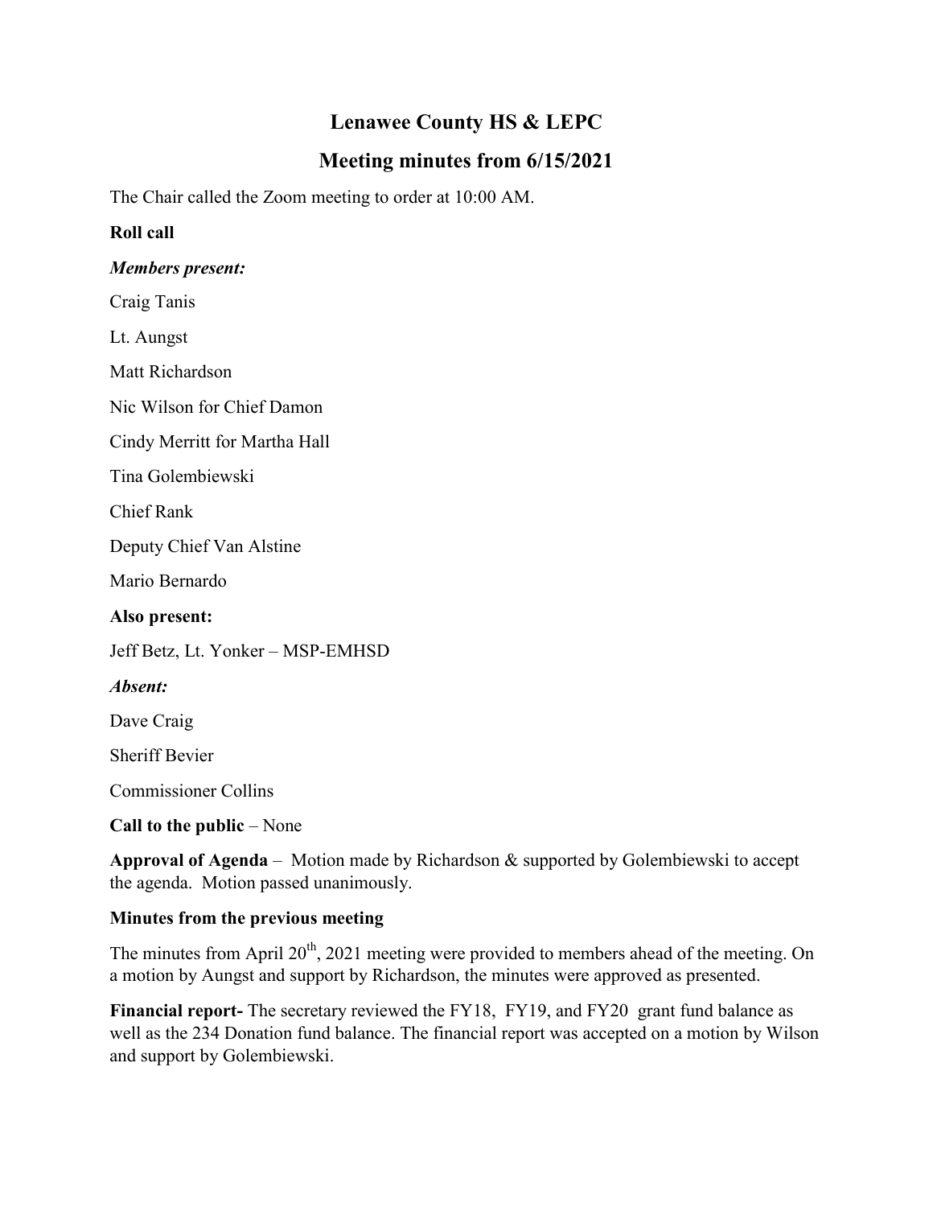# Lenawee County HS & LEPC

## Meeting minutes from 6/15/2021

The Chair called the Zoom meeting to order at 10:00 AM.

**Roll call**

***Members present:***

Craig Tanis

Lt. Aungst

Matt Richardson

Nic Wilson for Chief Damon

Cindy Merritt for Martha Hall

Tina Golembiewski

Chief Rank

Deputy Chief Van Alstine

Mario Bernardo

**Also present:**

Jeff Betz, Lt. Yonker – MSP-EMHSD

***Absent:***

Dave Craig

Sheriff Bevier

Commissioner Collins

**Call to the public** – None

**Approval of Agenda** – Motion made by Richardson & supported by Golembiewski to accept the agenda. Motion passed unanimously.

**Minutes from the previous meeting**

The minutes from April 20th, 2021 meeting were provided to members ahead of the meeting. On a motion by Aungst and support by Richardson, the minutes were approved as presented.

**Financial report-** The secretary reviewed the FY18, FY19, and FY20 grant fund balance as well as the 234 Donation fund balance. The financial report was accepted on a motion by Wilson and support by Golembiewski.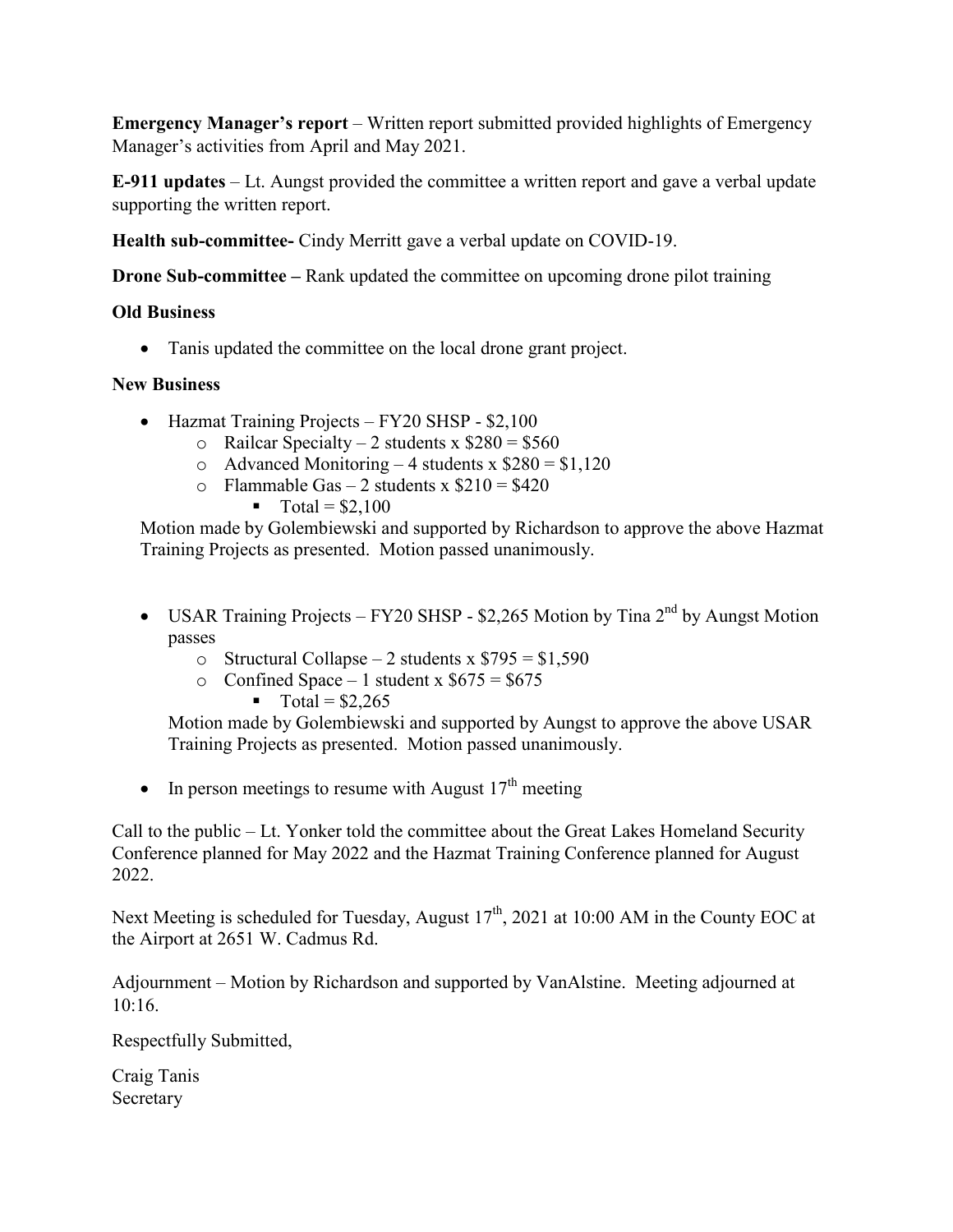**Emergency Manager's report** – Written report submitted provided highlights of Emergency Manager's activities from April and May 2021.

**E-911 updates** – Lt. Aungst provided the committee a written report and gave a verbal update supporting the written report.

**Health sub-committee-** Cindy Merritt gave a verbal update on COVID-19.

**Drone Sub-committee –** Rank updated the committee on upcoming drone pilot training

**Old Business**

- Tanis updated the committee on the local drone grant project.

**New Business**

- Hazmat Training Projects – FY20 SHSP - $2,100
  - Railcar Specialty – 2 students x $280 = $560
  - Advanced Monitoring – 4 students x $280 = $1,120
  - Flammable Gas – 2 students x $210 = $420
    - Total = $2,100

  Motion made by Golembiewski and supported by Richardson to approve the above Hazmat Training Projects as presented. Motion passed unanimously.

- USAR Training Projects – FY20 SHSP - $2,265 Motion by Tina 2nd by Aungst Motion passes
  - Structural Collapse – 2 students x $795 = $1,590
  - Confined Space – 1 student x $675 = $675
    - Total = $2,265

  Motion made by Golembiewski and supported by Aungst to approve the above USAR Training Projects as presented. Motion passed unanimously.

- In person meetings to resume with August 17th meeting

Call to the public – Lt. Yonker told the committee about the Great Lakes Homeland Security Conference planned for May 2022 and the Hazmat Training Conference planned for August 2022.

Next Meeting is scheduled for Tuesday, August 17th, 2021 at 10:00 AM in the County EOC at the Airport at 2651 W. Cadmus Rd.

Adjournment – Motion by Richardson and supported by VanAlstine. Meeting adjourned at 10:16.

Respectfully Submitted,

Craig Tanis
Secretary